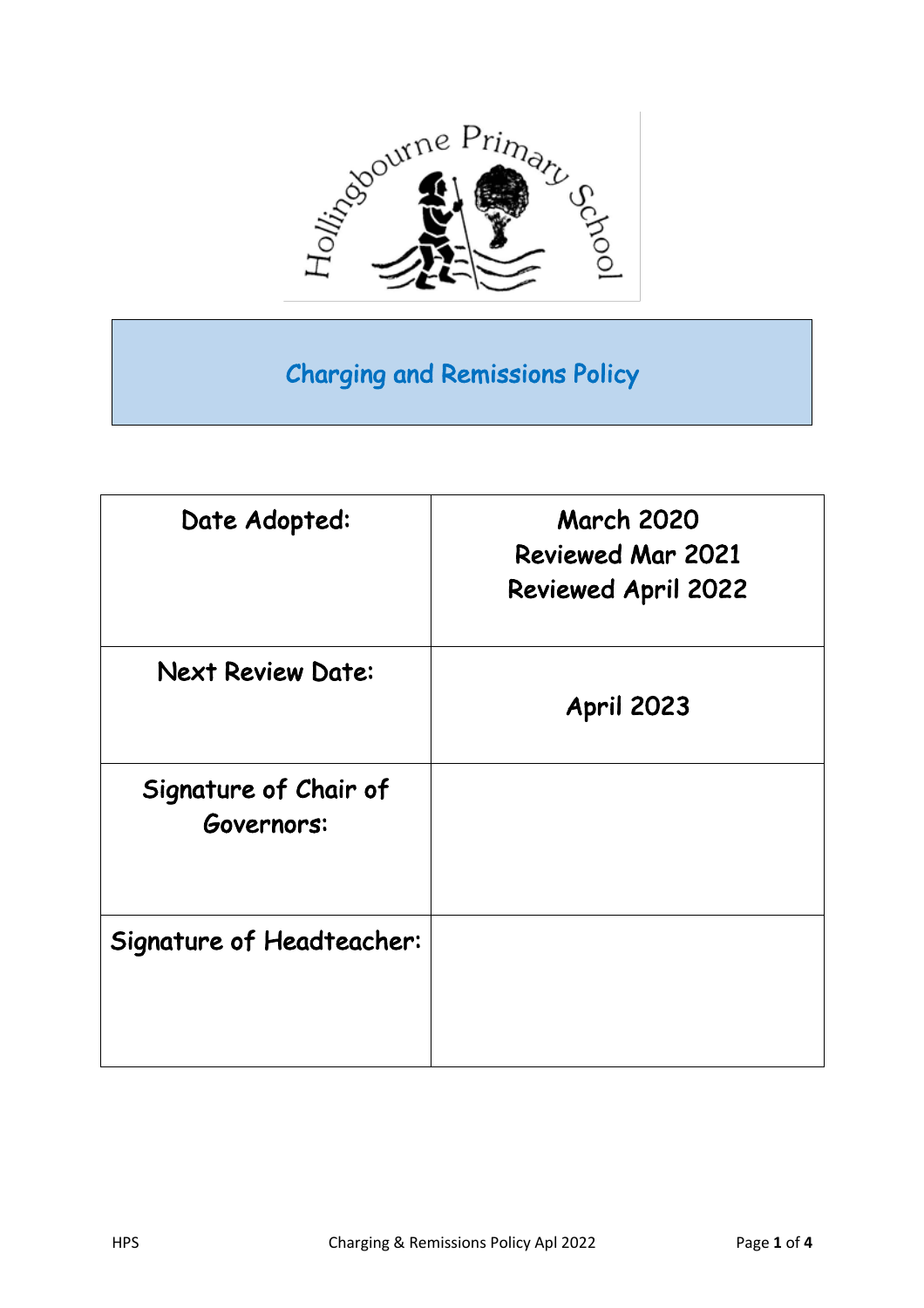Hollingbourne Primary School

# Charging and Remissions Policy

| Date Adopted: | March 2020<br>Reviewed Mar 2021<br>Reviewed April 2022 |
|---|---|
| Next Review Date: | April 2023 |
| Signature of Chair of Governors: | |
| Signature of Headteacher: | |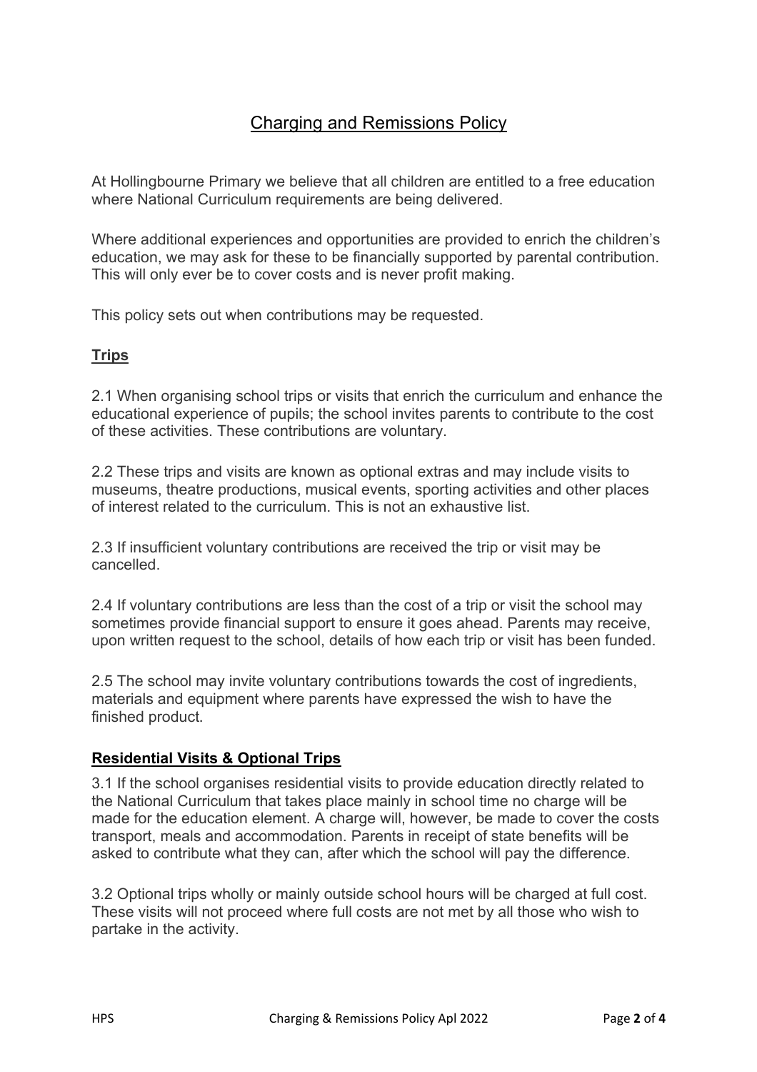# Charging and Remissions Policy

At Hollingbourne Primary we believe that all children are entitled to a free education where National Curriculum requirements are being delivered.

Where additional experiences and opportunities are provided to enrich the children's education, we may ask for these to be financially supported by parental contribution. This will only ever be to cover costs and is never profit making.

This policy sets out when contributions may be requested.

## Trips

2.1 When organising school trips or visits that enrich the curriculum and enhance the educational experience of pupils; the school invites parents to contribute to the cost of these activities. These contributions are voluntary.

2.2 These trips and visits are known as optional extras and may include visits to museums, theatre productions, musical events, sporting activities and other places of interest related to the curriculum. This is not an exhaustive list.

2.3 If insufficient voluntary contributions are received the trip or visit may be cancelled.

2.4 If voluntary contributions are less than the cost of a trip or visit the school may sometimes provide financial support to ensure it goes ahead. Parents may receive, upon written request to the school, details of how each trip or visit has been funded.

2.5 The school may invite voluntary contributions towards the cost of ingredients, materials and equipment where parents have expressed the wish to have the finished product.

## Residential Visits & Optional Trips

3.1 If the school organises residential visits to provide education directly related to the National Curriculum that takes place mainly in school time no charge will be made for the education element. A charge will, however, be made to cover the costs transport, meals and accommodation. Parents in receipt of state benefits will be asked to contribute what they can, after which the school will pay the difference.

3.2 Optional trips wholly or mainly outside school hours will be charged at full cost. These visits will not proceed where full costs are not met by all those who wish to partake in the activity.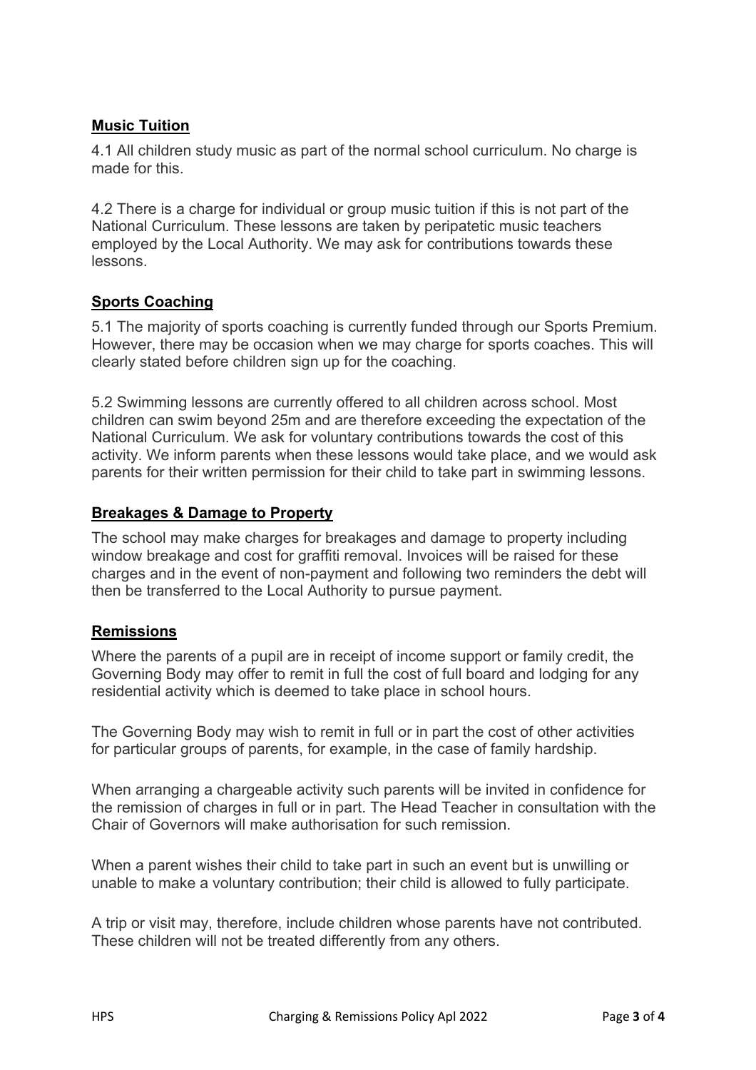## Music Tuition

4.1 All children study music as part of the normal school curriculum. No charge is made for this.

4.2 There is a charge for individual or group music tuition if this is not part of the National Curriculum. These lessons are taken by peripatetic music teachers employed by the Local Authority. We may ask for contributions towards these lessons.

## Sports Coaching

5.1 The majority of sports coaching is currently funded through our Sports Premium. However, there may be occasion when we may charge for sports coaches. This will clearly stated before children sign up for the coaching.

5.2 Swimming lessons are currently offered to all children across school. Most children can swim beyond 25m and are therefore exceeding the expectation of the National Curriculum. We ask for voluntary contributions towards the cost of this activity. We inform parents when these lessons would take place, and we would ask parents for their written permission for their child to take part in swimming lessons.

## Breakages & Damage to Property

The school may make charges for breakages and damage to property including window breakage and cost for graffiti removal. Invoices will be raised for these charges and in the event of non-payment and following two reminders the debt will then be transferred to the Local Authority to pursue payment.

## Remissions

Where the parents of a pupil are in receipt of income support or family credit, the Governing Body may offer to remit in full the cost of full board and lodging for any residential activity which is deemed to take place in school hours.

The Governing Body may wish to remit in full or in part the cost of other activities for particular groups of parents, for example, in the case of family hardship.

When arranging a chargeable activity such parents will be invited in confidence for the remission of charges in full or in part. The Head Teacher in consultation with the Chair of Governors will make authorisation for such remission.

When a parent wishes their child to take part in such an event but is unwilling or unable to make a voluntary contribution; their child is allowed to fully participate.

A trip or visit may, therefore, include children whose parents have not contributed. These children will not be treated differently from any others.